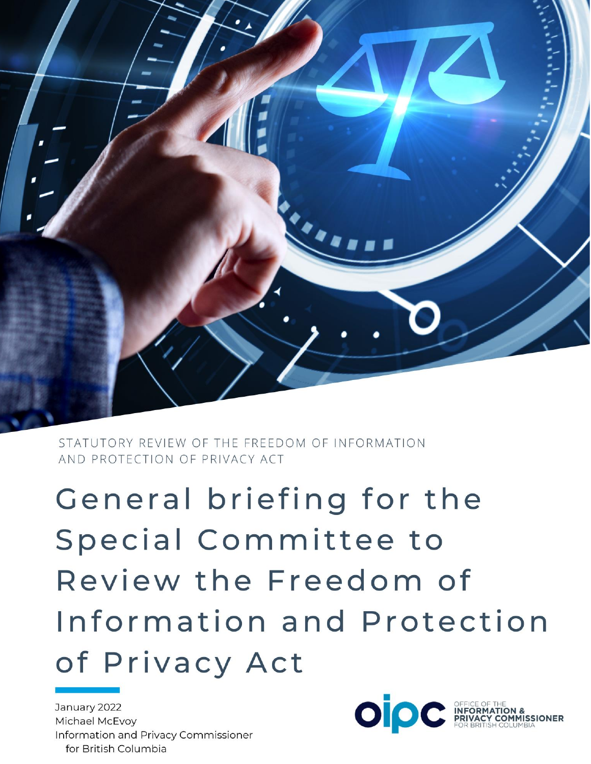STATUTORY REVIEW OF THE FREEDOM OF INFORMATION AND PROTECTION OF PRIVACY ACT

# General briefing for the Special Committee to Review the Freedom of Information and Protection of Privacy Act

January 2022
Michael McEvoy
Information and Privacy Commissioner for British Columbia

oipc OFFICE OF THE INFORMATION & PRIVACY COMMISSIONER FOR BRITISH COLUMBIA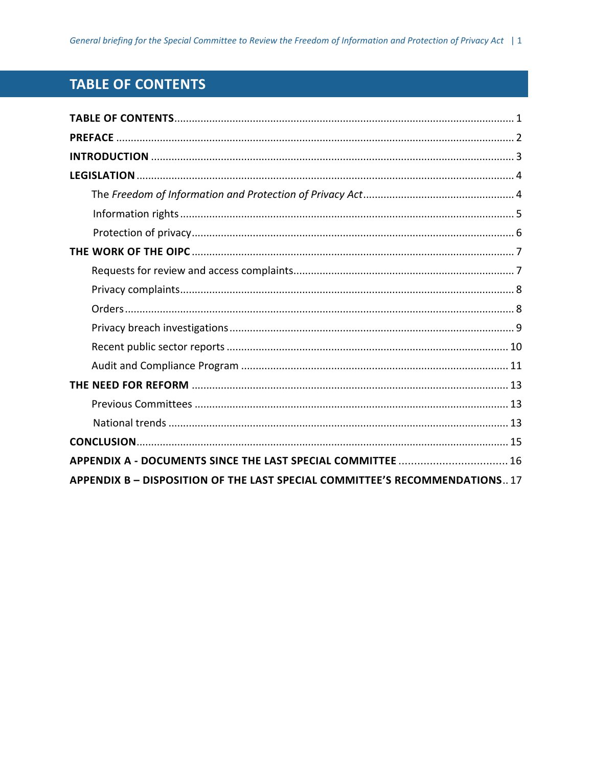# TABLE OF CONTENTS

**TABLE OF CONTENTS** .................................................................................................................. 1

**PREFACE** ...................................................................................................................................... 2

**INTRODUCTION** ........................................................................................................................... 3

**LEGISLATION** .............................................................................................................................. 4

The *Freedom of Information and Protection of Privacy Act* .................................................... 4

Information rights .................................................................................................................. 5

Protection of privacy .............................................................................................................. 6

**THE WORK OF THE OIPC** ............................................................................................................ 7

Requests for review and access complaints ........................................................................... 7

Privacy complaints .................................................................................................................. 8

Orders ..................................................................................................................................... 8

Privacy breach investigations ................................................................................................. 9

Recent public sector reports ................................................................................................ 10

Audit and Compliance Program ........................................................................................... 11

**THE NEED FOR REFORM** ........................................................................................................... 13

Previous Committees ........................................................................................................... 13

National trends .................................................................................................................... 13

**CONCLUSION** ............................................................................................................................. 15

**APPENDIX A - DOCUMENTS SINCE THE LAST SPECIAL COMMITTEE** ................................... 16

**APPENDIX B – DISPOSITION OF THE LAST SPECIAL COMMITTEE'S RECOMMENDATIONS** .. 17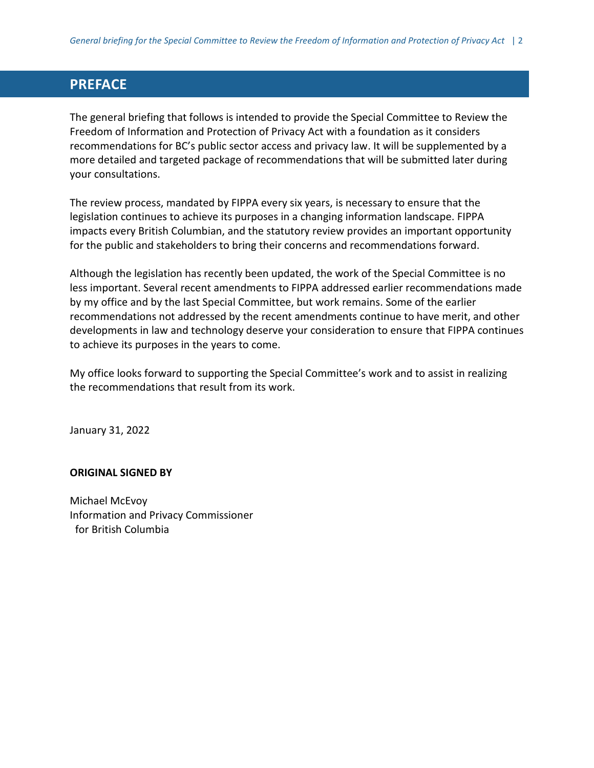## PREFACE

The general briefing that follows is intended to provide the Special Committee to Review the Freedom of Information and Protection of Privacy Act with a foundation as it considers recommendations for BC's public sector access and privacy law. It will be supplemented by a more detailed and targeted package of recommendations that will be submitted later during your consultations.

The review process, mandated by FIPPA every six years, is necessary to ensure that the legislation continues to achieve its purposes in a changing information landscape. FIPPA impacts every British Columbian, and the statutory review provides an important opportunity for the public and stakeholders to bring their concerns and recommendations forward.

Although the legislation has recently been updated, the work of the Special Committee is no less important. Several recent amendments to FIPPA addressed earlier recommendations made by my office and by the last Special Committee, but work remains. Some of the earlier recommendations not addressed by the recent amendments continue to have merit, and other developments in law and technology deserve your consideration to ensure that FIPPA continues to achieve its purposes in the years to come.

My office looks forward to supporting the Special Committee's work and to assist in realizing the recommendations that result from its work.

January 31, 2022

**ORIGINAL SIGNED BY**

Michael McEvoy
Information and Privacy Commissioner
for British Columbia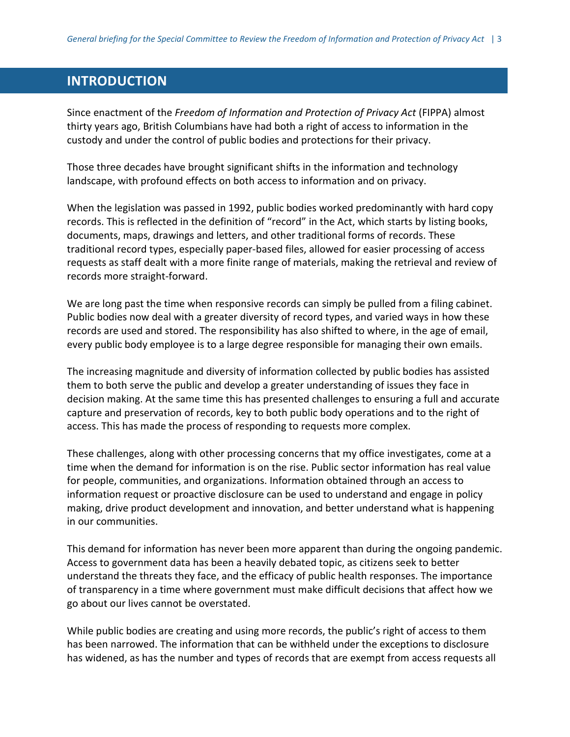## INTRODUCTION

Since enactment of the *Freedom of Information and Protection of Privacy Act* (FIPPA) almost thirty years ago, British Columbians have had both a right of access to information in the custody and under the control of public bodies and protections for their privacy.

Those three decades have brought significant shifts in the information and technology landscape, with profound effects on both access to information and on privacy.

When the legislation was passed in 1992, public bodies worked predominantly with hard copy records. This is reflected in the definition of "record" in the Act, which starts by listing books, documents, maps, drawings and letters, and other traditional forms of records. These traditional record types, especially paper-based files, allowed for easier processing of access requests as staff dealt with a more finite range of materials, making the retrieval and review of records more straight-forward.

We are long past the time when responsive records can simply be pulled from a filing cabinet. Public bodies now deal with a greater diversity of record types, and varied ways in how these records are used and stored. The responsibility has also shifted to where, in the age of email, every public body employee is to a large degree responsible for managing their own emails.

The increasing magnitude and diversity of information collected by public bodies has assisted them to both serve the public and develop a greater understanding of issues they face in decision making. At the same time this has presented challenges to ensuring a full and accurate capture and preservation of records, key to both public body operations and to the right of access. This has made the process of responding to requests more complex.

These challenges, along with other processing concerns that my office investigates, come at a time when the demand for information is on the rise. Public sector information has real value for people, communities, and organizations. Information obtained through an access to information request or proactive disclosure can be used to understand and engage in policy making, drive product development and innovation, and better understand what is happening in our communities.

This demand for information has never been more apparent than during the ongoing pandemic. Access to government data has been a heavily debated topic, as citizens seek to better understand the threats they face, and the efficacy of public health responses. The importance of transparency in a time where government must make difficult decisions that affect how we go about our lives cannot be overstated.

While public bodies are creating and using more records, the public's right of access to them has been narrowed. The information that can be withheld under the exceptions to disclosure has widened, as has the number and types of records that are exempt from access requests all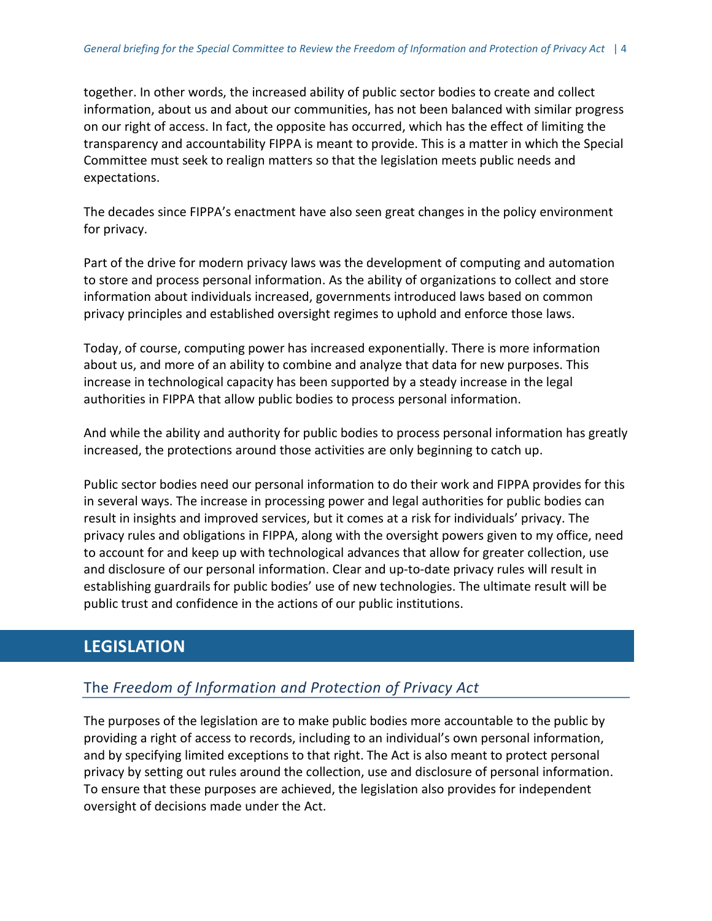together. In other words, the increased ability of public sector bodies to create and collect information, about us and about our communities, has not been balanced with similar progress on our right of access. In fact, the opposite has occurred, which has the effect of limiting the transparency and accountability FIPPA is meant to provide. This is a matter in which the Special Committee must seek to realign matters so that the legislation meets public needs and expectations.

The decades since FIPPA's enactment have also seen great changes in the policy environment for privacy.

Part of the drive for modern privacy laws was the development of computing and automation to store and process personal information. As the ability of organizations to collect and store information about individuals increased, governments introduced laws based on common privacy principles and established oversight regimes to uphold and enforce those laws.

Today, of course, computing power has increased exponentially. There is more information about us, and more of an ability to combine and analyze that data for new purposes. This increase in technological capacity has been supported by a steady increase in the legal authorities in FIPPA that allow public bodies to process personal information.

And while the ability and authority for public bodies to process personal information has greatly increased, the protections around those activities are only beginning to catch up.

Public sector bodies need our personal information to do their work and FIPPA provides for this in several ways. The increase in processing power and legal authorities for public bodies can result in insights and improved services, but it comes at a risk for individuals' privacy. The privacy rules and obligations in FIPPA, along with the oversight powers given to my office, need to account for and keep up with technological advances that allow for greater collection, use and disclosure of our personal information. Clear and up-to-date privacy rules will result in establishing guardrails for public bodies' use of new technologies. The ultimate result will be public trust and confidence in the actions of our public institutions.

# LEGISLATION

## The *Freedom of Information and Protection of Privacy Act*

The purposes of the legislation are to make public bodies more accountable to the public by providing a right of access to records, including to an individual's own personal information, and by specifying limited exceptions to that right. The Act is also meant to protect personal privacy by setting out rules around the collection, use and disclosure of personal information. To ensure that these purposes are achieved, the legislation also provides for independent oversight of decisions made under the Act.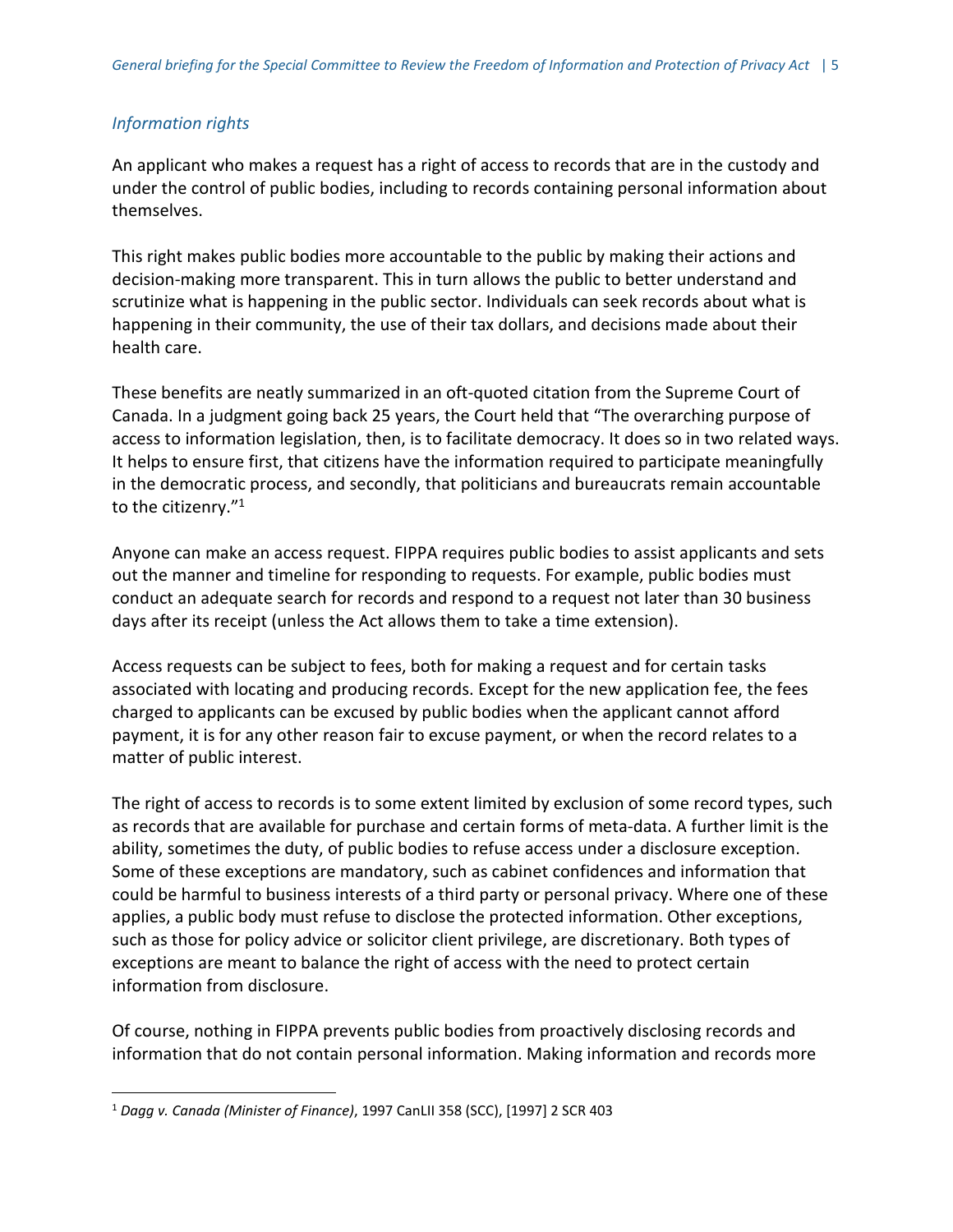### *Information rights*

An applicant who makes a request has a right of access to records that are in the custody and under the control of public bodies, including to records containing personal information about themselves.

This right makes public bodies more accountable to the public by making their actions and decision-making more transparent. This in turn allows the public to better understand and scrutinize what is happening in the public sector. Individuals can seek records about what is happening in their community, the use of their tax dollars, and decisions made about their health care.

These benefits are neatly summarized in an oft-quoted citation from the Supreme Court of Canada. In a judgment going back 25 years, the Court held that "The overarching purpose of access to information legislation, then, is to facilitate democracy. It does so in two related ways. It helps to ensure first, that citizens have the information required to participate meaningfully in the democratic process, and secondly, that politicians and bureaucrats remain accountable to the citizenry."[1]

Anyone can make an access request. FIPPA requires public bodies to assist applicants and sets out the manner and timeline for responding to requests. For example, public bodies must conduct an adequate search for records and respond to a request not later than 30 business days after its receipt (unless the Act allows them to take a time extension).

Access requests can be subject to fees, both for making a request and for certain tasks associated with locating and producing records. Except for the new application fee, the fees charged to applicants can be excused by public bodies when the applicant cannot afford payment, it is for any other reason fair to excuse payment, or when the record relates to a matter of public interest.

The right of access to records is to some extent limited by exclusion of some record types, such as records that are available for purchase and certain forms of meta-data. A further limit is the ability, sometimes the duty, of public bodies to refuse access under a disclosure exception. Some of these exceptions are mandatory, such as cabinet confidences and information that could be harmful to business interests of a third party or personal privacy. Where one of these applies, a public body must refuse to disclose the protected information. Other exceptions, such as those for policy advice or solicitor client privilege, are discretionary. Both types of exceptions are meant to balance the right of access with the need to protect certain information from disclosure.

Of course, nothing in FIPPA prevents public bodies from proactively disclosing records and information that do not contain personal information. Making information and records more

[1] *Dagg v. Canada (Minister of Finance)*, 1997 CanLII 358 (SCC), [1997] 2 SCR 403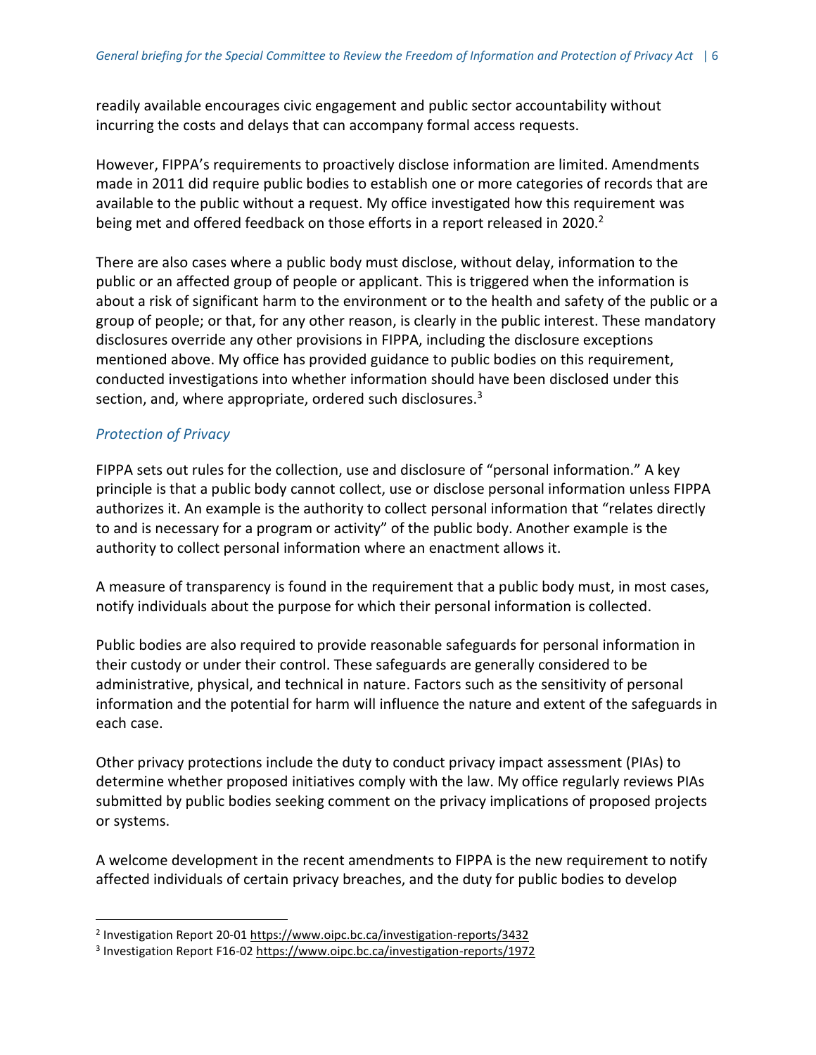readily available encourages civic engagement and public sector accountability without incurring the costs and delays that can accompany formal access requests.

However, FIPPA's requirements to proactively disclose information are limited. Amendments made in 2011 did require public bodies to establish one or more categories of records that are available to the public without a request. My office investigated how this requirement was being met and offered feedback on those efforts in a report released in 2020.[2]

There are also cases where a public body must disclose, without delay, information to the public or an affected group of people or applicant. This is triggered when the information is about a risk of significant harm to the environment or to the health and safety of the public or a group of people; or that, for any other reason, is clearly in the public interest. These mandatory disclosures override any other provisions in FIPPA, including the disclosure exceptions mentioned above. My office has provided guidance to public bodies on this requirement, conducted investigations into whether information should have been disclosed under this section, and, where appropriate, ordered such disclosures.[3]

### *Protection of Privacy*

FIPPA sets out rules for the collection, use and disclosure of "personal information." A key principle is that a public body cannot collect, use or disclose personal information unless FIPPA authorizes it. An example is the authority to collect personal information that "relates directly to and is necessary for a program or activity" of the public body. Another example is the authority to collect personal information where an enactment allows it.

A measure of transparency is found in the requirement that a public body must, in most cases, notify individuals about the purpose for which their personal information is collected.

Public bodies are also required to provide reasonable safeguards for personal information in their custody or under their control. These safeguards are generally considered to be administrative, physical, and technical in nature. Factors such as the sensitivity of personal information and the potential for harm will influence the nature and extent of the safeguards in each case.

Other privacy protections include the duty to conduct privacy impact assessment (PIAs) to determine whether proposed initiatives comply with the law. My office regularly reviews PIAs submitted by public bodies seeking comment on the privacy implications of proposed projects or systems.

A welcome development in the recent amendments to FIPPA is the new requirement to notify affected individuals of certain privacy breaches, and the duty for public bodies to develop

---

[2] Investigation Report 20-01 https://www.oipc.bc.ca/investigation-reports/3432

[3] Investigation Report F16-02 https://www.oipc.bc.ca/investigation-reports/1972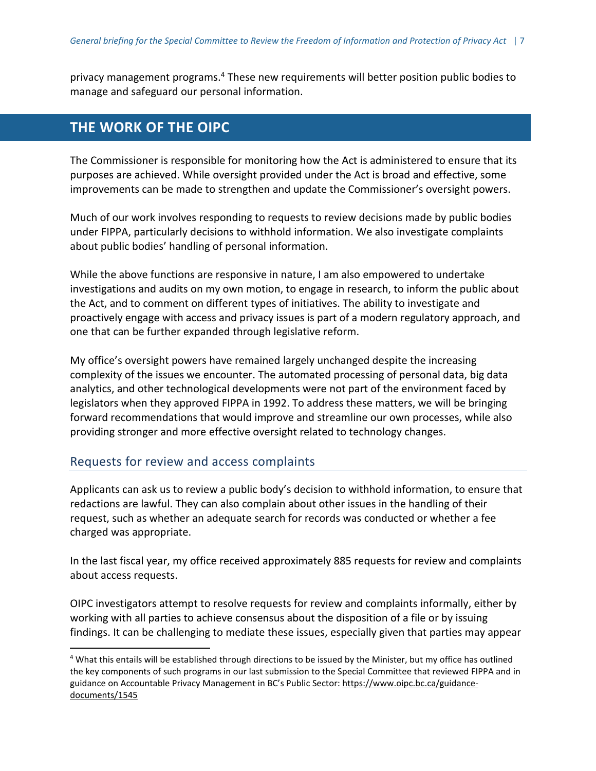privacy management programs.[4] These new requirements will better position public bodies to manage and safeguard our personal information.

## THE WORK OF THE OIPC

The Commissioner is responsible for monitoring how the Act is administered to ensure that its purposes are achieved. While oversight provided under the Act is broad and effective, some improvements can be made to strengthen and update the Commissioner's oversight powers.

Much of our work involves responding to requests to review decisions made by public bodies under FIPPA, particularly decisions to withhold information. We also investigate complaints about public bodies' handling of personal information.

While the above functions are responsive in nature, I am also empowered to undertake investigations and audits on my own motion, to engage in research, to inform the public about the Act, and to comment on different types of initiatives. The ability to investigate and proactively engage with access and privacy issues is part of a modern regulatory approach, and one that can be further expanded through legislative reform.

My office's oversight powers have remained largely unchanged despite the increasing complexity of the issues we encounter. The automated processing of personal data, big data analytics, and other technological developments were not part of the environment faced by legislators when they approved FIPPA in 1992. To address these matters, we will be bringing forward recommendations that would improve and streamline our own processes, while also providing stronger and more effective oversight related to technology changes.

### Requests for review and access complaints

Applicants can ask us to review a public body's decision to withhold information, to ensure that redactions are lawful. They can also complain about other issues in the handling of their request, such as whether an adequate search for records was conducted or whether a fee charged was appropriate.

In the last fiscal year, my office received approximately 885 requests for review and complaints about access requests.

OIPC investigators attempt to resolve requests for review and complaints informally, either by working with all parties to achieve consensus about the disposition of a file or by issuing findings. It can be challenging to mediate these issues, especially given that parties may appear

---

[4] What this entails will be established through directions to be issued by the Minister, but my office has outlined the key components of such programs in our last submission to the Special Committee that reviewed FIPPA and in guidance on Accountable Privacy Management in BC's Public Sector: https://www.oipc.bc.ca/guidance-documents/1545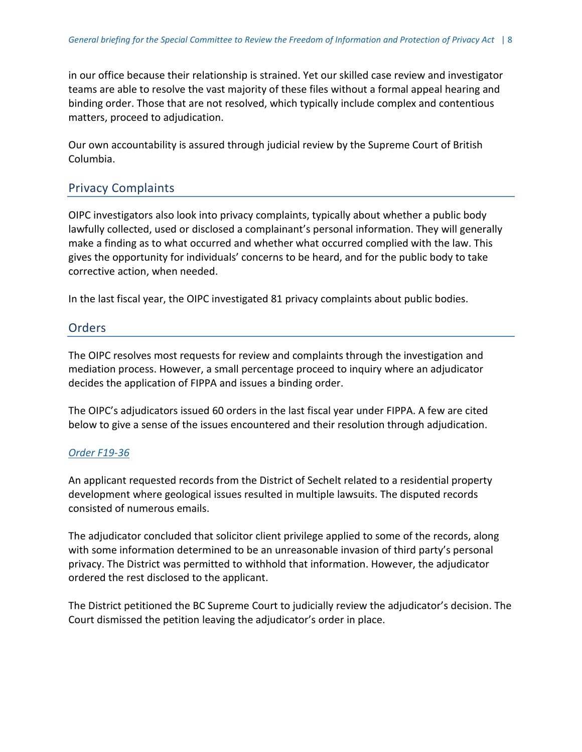in our office because their relationship is strained. Yet our skilled case review and investigator teams are able to resolve the vast majority of these files without a formal appeal hearing and binding order. Those that are not resolved, which typically include complex and contentious matters, proceed to adjudication.

Our own accountability is assured through judicial review by the Supreme Court of British Columbia.

## Privacy Complaints

OIPC investigators also look into privacy complaints, typically about whether a public body lawfully collected, used or disclosed a complainant's personal information. They will generally make a finding as to what occurred and whether what occurred complied with the law. This gives the opportunity for individuals' concerns to be heard, and for the public body to take corrective action, when needed.

In the last fiscal year, the OIPC investigated 81 privacy complaints about public bodies.

## Orders

The OIPC resolves most requests for review and complaints through the investigation and mediation process. However, a small percentage proceed to inquiry where an adjudicator decides the application of FIPPA and issues a binding order.

The OIPC's adjudicators issued 60 orders in the last fiscal year under FIPPA. A few are cited below to give a sense of the issues encountered and their resolution through adjudication.

*Order F19-36*

An applicant requested records from the District of Sechelt related to a residential property development where geological issues resulted in multiple lawsuits. The disputed records consisted of numerous emails.

The adjudicator concluded that solicitor client privilege applied to some of the records, along with some information determined to be an unreasonable invasion of third party's personal privacy. The District was permitted to withhold that information. However, the adjudicator ordered the rest disclosed to the applicant.

The District petitioned the BC Supreme Court to judicially review the adjudicator's decision. The Court dismissed the petition leaving the adjudicator's order in place.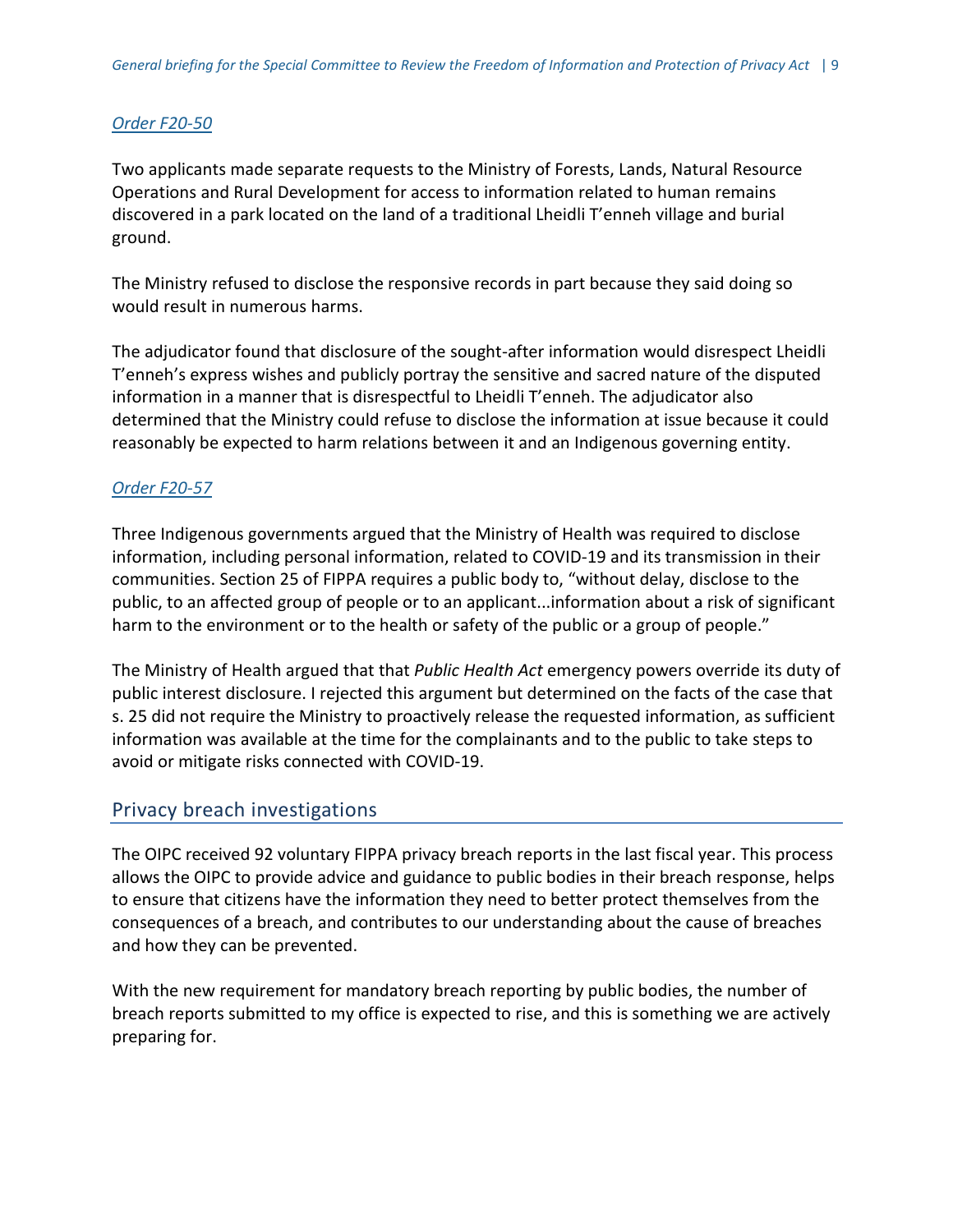[Order F20-50](#)

Two applicants made separate requests to the Ministry of Forests, Lands, Natural Resource Operations and Rural Development for access to information related to human remains discovered in a park located on the land of a traditional Lheidli T'enneh village and burial ground.

The Ministry refused to disclose the responsive records in part because they said doing so would result in numerous harms.

The adjudicator found that disclosure of the sought-after information would disrespect Lheidli T'enneh's express wishes and publicly portray the sensitive and sacred nature of the disputed information in a manner that is disrespectful to Lheidli T'enneh. The adjudicator also determined that the Ministry could refuse to disclose the information at issue because it could reasonably be expected to harm relations between it and an Indigenous governing entity.

[Order F20-57](#)

Three Indigenous governments argued that the Ministry of Health was required to disclose information, including personal information, related to COVID-19 and its transmission in their communities. Section 25 of FIPPA requires a public body to, "without delay, disclose to the public, to an affected group of people or to an applicant...information about a risk of significant harm to the environment or to the health or safety of the public or a group of people."

The Ministry of Health argued that that *Public Health Act* emergency powers override its duty of public interest disclosure. I rejected this argument but determined on the facts of the case that s. 25 did not require the Ministry to proactively release the requested information, as sufficient information was available at the time for the complainants and to the public to take steps to avoid or mitigate risks connected with COVID-19.

## Privacy breach investigations

The OIPC received 92 voluntary FIPPA privacy breach reports in the last fiscal year. This process allows the OIPC to provide advice and guidance to public bodies in their breach response, helps to ensure that citizens have the information they need to better protect themselves from the consequences of a breach, and contributes to our understanding about the cause of breaches and how they can be prevented.

With the new requirement for mandatory breach reporting by public bodies, the number of breach reports submitted to my office is expected to rise, and this is something we are actively preparing for.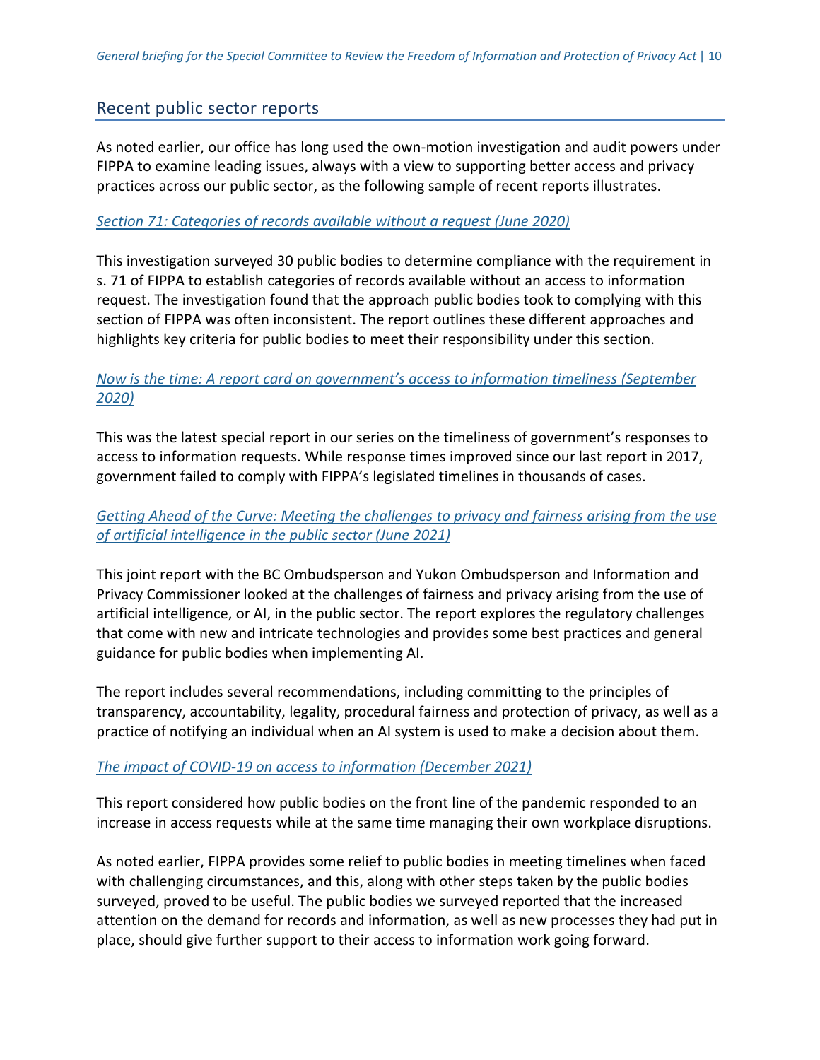## Recent public sector reports

As noted earlier, our office has long used the own-motion investigation and audit powers under FIPPA to examine leading issues, always with a view to supporting better access and privacy practices across our public sector, as the following sample of recent reports illustrates.

*Section 71: Categories of records available without a request (June 2020)*

This investigation surveyed 30 public bodies to determine compliance with the requirement in s. 71 of FIPPA to establish categories of records available without an access to information request. The investigation found that the approach public bodies took to complying with this section of FIPPA was often inconsistent. The report outlines these different approaches and highlights key criteria for public bodies to meet their responsibility under this section.

*Now is the time: A report card on government's access to information timeliness (September 2020)*

This was the latest special report in our series on the timeliness of government's responses to access to information requests. While response times improved since our last report in 2017, government failed to comply with FIPPA's legislated timelines in thousands of cases.

*Getting Ahead of the Curve: Meeting the challenges to privacy and fairness arising from the use of artificial intelligence in the public sector (June 2021)*

This joint report with the BC Ombudsperson and Yukon Ombudsperson and Information and Privacy Commissioner looked at the challenges of fairness and privacy arising from the use of artificial intelligence, or AI, in the public sector. The report explores the regulatory challenges that come with new and intricate technologies and provides some best practices and general guidance for public bodies when implementing AI.

The report includes several recommendations, including committing to the principles of transparency, accountability, legality, procedural fairness and protection of privacy, as well as a practice of notifying an individual when an AI system is used to make a decision about them.

*The impact of COVID-19 on access to information (December 2021)*

This report considered how public bodies on the front line of the pandemic responded to an increase in access requests while at the same time managing their own workplace disruptions.

As noted earlier, FIPPA provides some relief to public bodies in meeting timelines when faced with challenging circumstances, and this, along with other steps taken by the public bodies surveyed, proved to be useful. The public bodies we surveyed reported that the increased attention on the demand for records and information, as well as new processes they had put in place, should give further support to their access to information work going forward.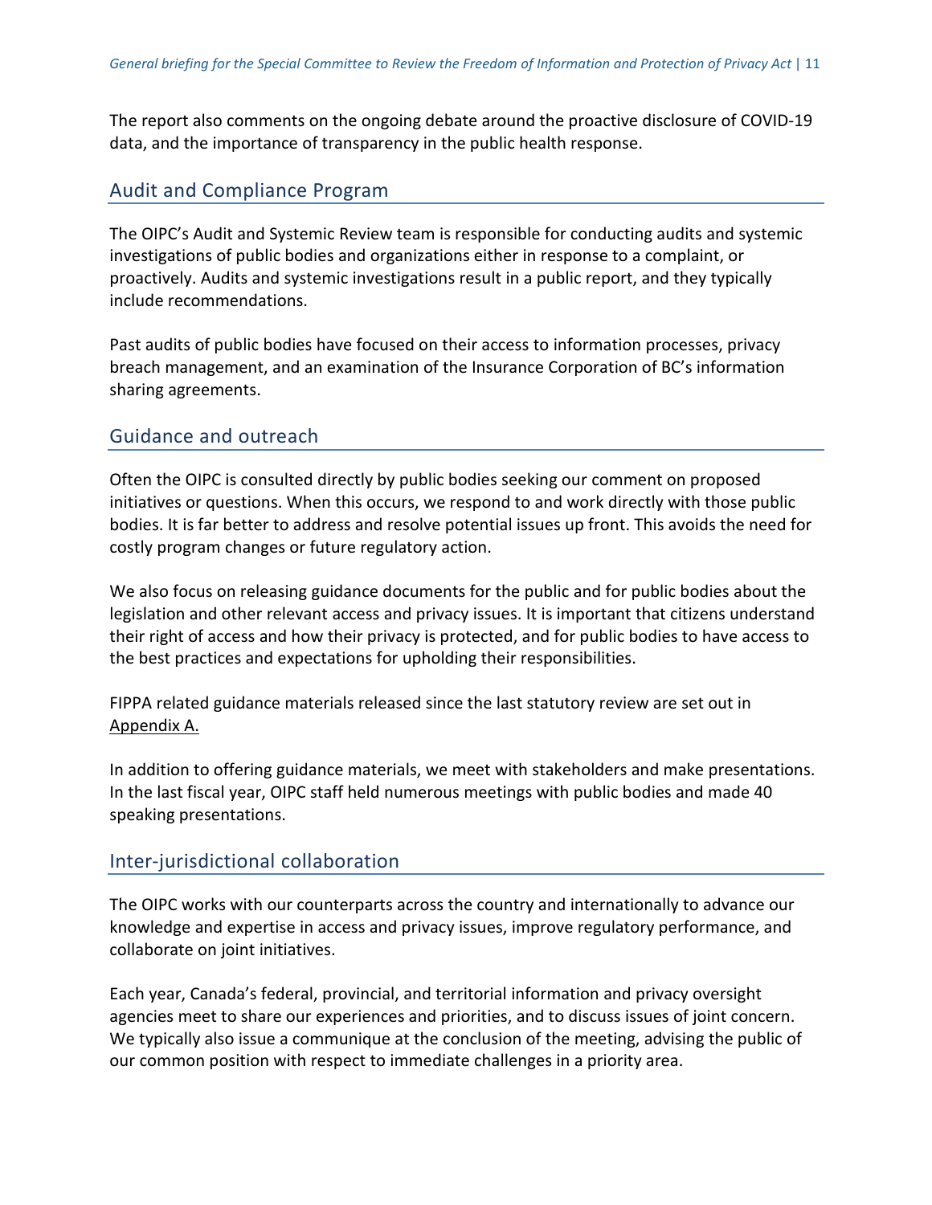The report also comments on the ongoing debate around the proactive disclosure of COVID-19 data, and the importance of transparency in the public health response.

## Audit and Compliance Program

The OIPC's Audit and Systemic Review team is responsible for conducting audits and systemic investigations of public bodies and organizations either in response to a complaint, or proactively. Audits and systemic investigations result in a public report, and they typically include recommendations.

Past audits of public bodies have focused on their access to information processes, privacy breach management, and an examination of the Insurance Corporation of BC's information sharing agreements.

## Guidance and outreach

Often the OIPC is consulted directly by public bodies seeking our comment on proposed initiatives or questions. When this occurs, we respond to and work directly with those public bodies. It is far better to address and resolve potential issues up front. This avoids the need for costly program changes or future regulatory action.

We also focus on releasing guidance documents for the public and for public bodies about the legislation and other relevant access and privacy issues. It is important that citizens understand their right of access and how their privacy is protected, and for public bodies to have access to the best practices and expectations for upholding their responsibilities.

FIPPA related guidance materials released since the last statutory review are set out in Appendix A.

In addition to offering guidance materials, we meet with stakeholders and make presentations. In the last fiscal year, OIPC staff held numerous meetings with public bodies and made 40 speaking presentations.

## Inter-jurisdictional collaboration

The OIPC works with our counterparts across the country and internationally to advance our knowledge and expertise in access and privacy issues, improve regulatory performance, and collaborate on joint initiatives.

Each year, Canada's federal, provincial, and territorial information and privacy oversight agencies meet to share our experiences and priorities, and to discuss issues of joint concern. We typically also issue a communique at the conclusion of the meeting, advising the public of our common position with respect to immediate challenges in a priority area.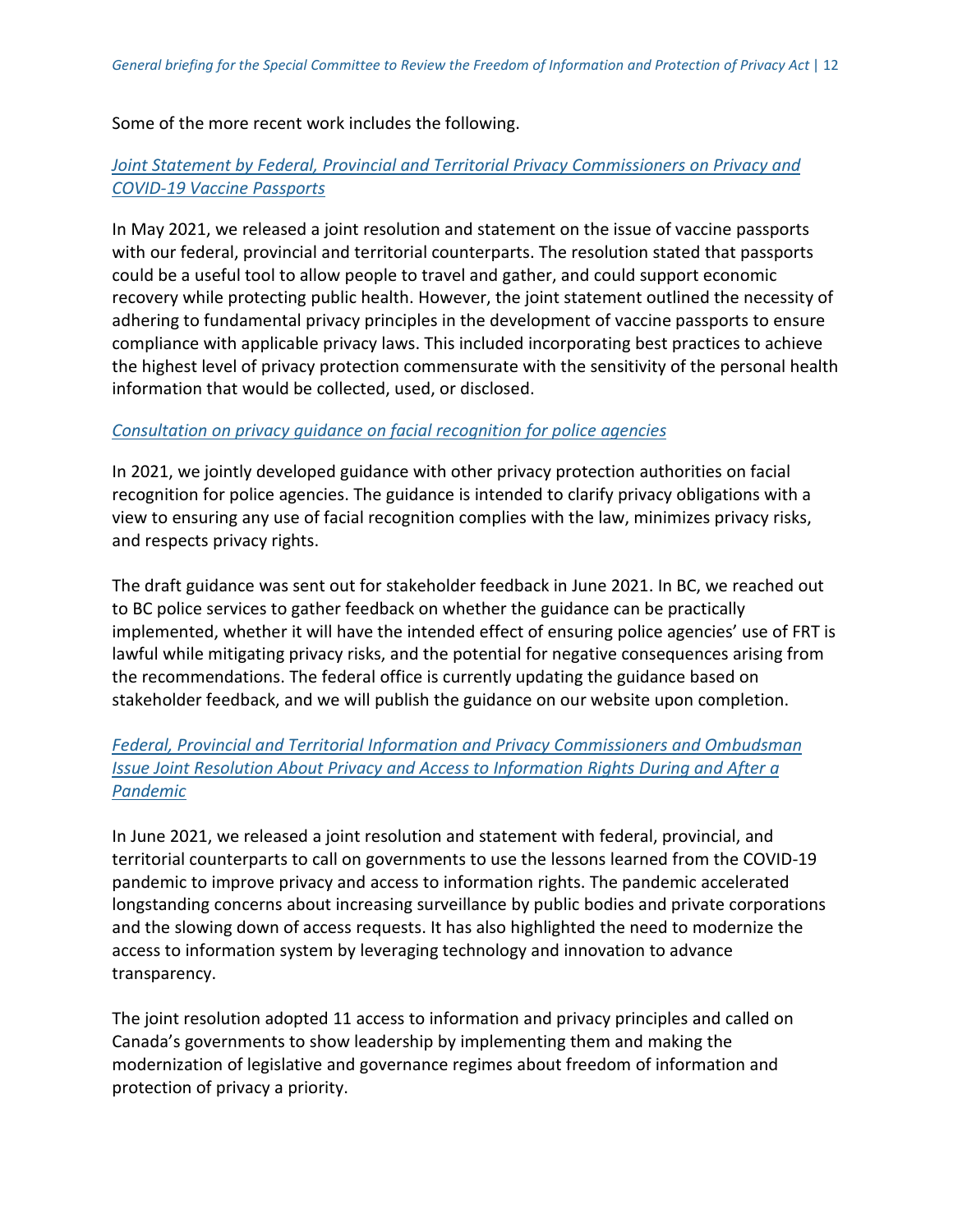Some of the more recent work includes the following.

*[Joint Statement by Federal, Provincial and Territorial Privacy Commissioners on Privacy and COVID-19 Vaccine Passports]*

In May 2021, we released a joint resolution and statement on the issue of vaccine passports with our federal, provincial and territorial counterparts. The resolution stated that passports could be a useful tool to allow people to travel and gather, and could support economic recovery while protecting public health. However, the joint statement outlined the necessity of adhering to fundamental privacy principles in the development of vaccine passports to ensure compliance with applicable privacy laws. This included incorporating best practices to achieve the highest level of privacy protection commensurate with the sensitivity of the personal health information that would be collected, used, or disclosed.

*[Consultation on privacy guidance on facial recognition for police agencies]*

In 2021, we jointly developed guidance with other privacy protection authorities on facial recognition for police agencies. The guidance is intended to clarify privacy obligations with a view to ensuring any use of facial recognition complies with the law, minimizes privacy risks, and respects privacy rights.

The draft guidance was sent out for stakeholder feedback in June 2021. In BC, we reached out to BC police services to gather feedback on whether the guidance can be practically implemented, whether it will have the intended effect of ensuring police agencies' use of FRT is lawful while mitigating privacy risks, and the potential for negative consequences arising from the recommendations. The federal office is currently updating the guidance based on stakeholder feedback, and we will publish the guidance on our website upon completion.

*[Federal, Provincial and Territorial Information and Privacy Commissioners and Ombudsman Issue Joint Resolution About Privacy and Access to Information Rights During and After a Pandemic]*

In June 2021, we released a joint resolution and statement with federal, provincial, and territorial counterparts to call on governments to use the lessons learned from the COVID-19 pandemic to improve privacy and access to information rights. The pandemic accelerated longstanding concerns about increasing surveillance by public bodies and private corporations and the slowing down of access requests. It has also highlighted the need to modernize the access to information system by leveraging technology and innovation to advance transparency.

The joint resolution adopted 11 access to information and privacy principles and called on Canada's governments to show leadership by implementing them and making the modernization of legislative and governance regimes about freedom of information and protection of privacy a priority.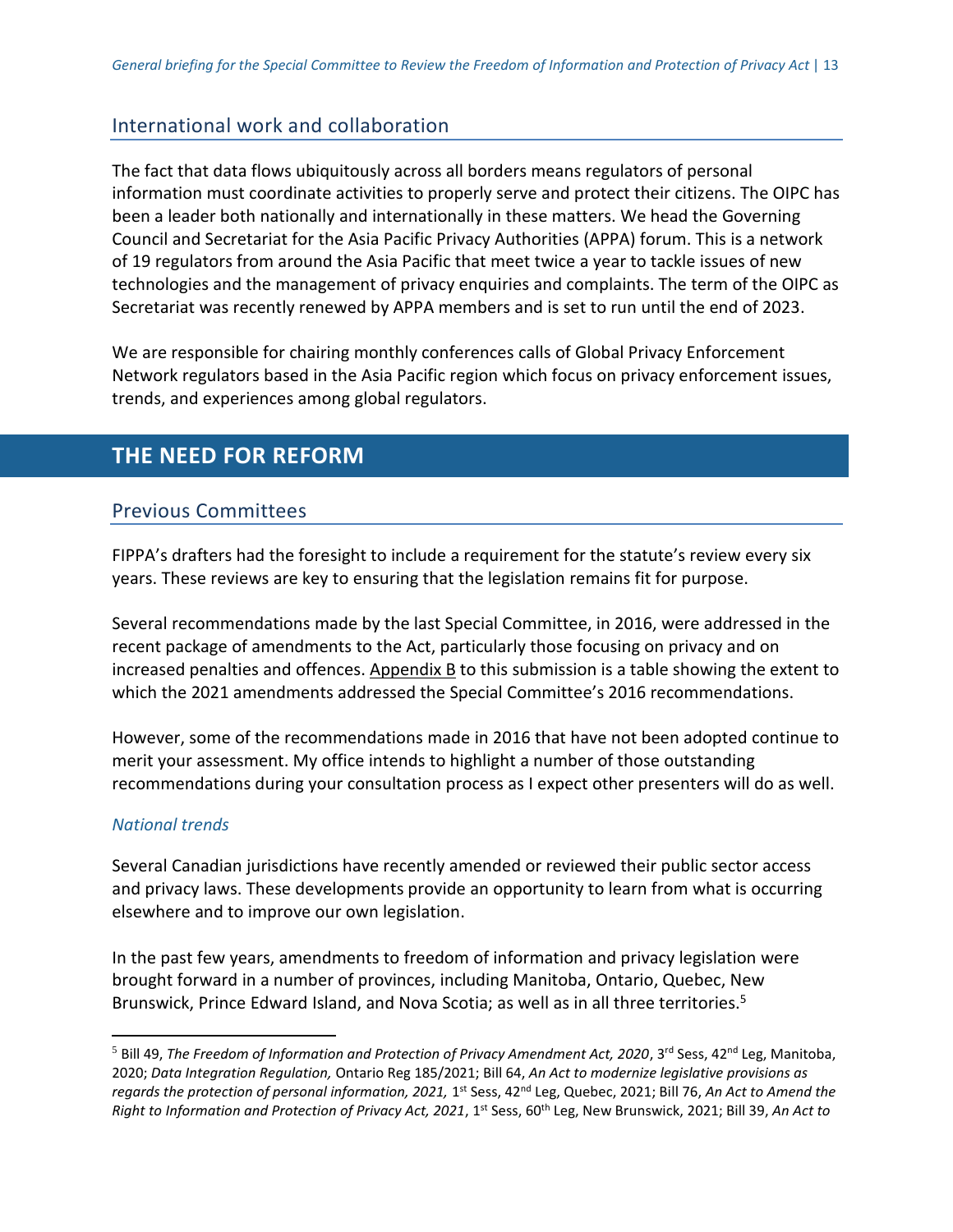## International work and collaboration

The fact that data flows ubiquitously across all borders means regulators of personal information must coordinate activities to properly serve and protect their citizens. The OIPC has been a leader both nationally and internationally in these matters. We head the Governing Council and Secretariat for the Asia Pacific Privacy Authorities (APPA) forum. This is a network of 19 regulators from around the Asia Pacific that meet twice a year to tackle issues of new technologies and the management of privacy enquiries and complaints. The term of the OIPC as Secretariat was recently renewed by APPA members and is set to run until the end of 2023.

We are responsible for chairing monthly conferences calls of Global Privacy Enforcement Network regulators based in the Asia Pacific region which focus on privacy enforcement issues, trends, and experiences among global regulators.

# THE NEED FOR REFORM

## Previous Committees

FIPPA's drafters had the foresight to include a requirement for the statute's review every six years. These reviews are key to ensuring that the legislation remains fit for purpose.

Several recommendations made by the last Special Committee, in 2016, were addressed in the recent package of amendments to the Act, particularly those focusing on privacy and on increased penalties and offences. Appendix B to this submission is a table showing the extent to which the 2021 amendments addressed the Special Committee's 2016 recommendations.

However, some of the recommendations made in 2016 that have not been adopted continue to merit your assessment. My office intends to highlight a number of those outstanding recommendations during your consultation process as I expect other presenters will do as well.

### *National trends*

Several Canadian jurisdictions have recently amended or reviewed their public sector access and privacy laws. These developments provide an opportunity to learn from what is occurring elsewhere and to improve our own legislation.

In the past few years, amendments to freedom of information and privacy legislation were brought forward in a number of provinces, including Manitoba, Ontario, Quebec, New Brunswick, Prince Edward Island, and Nova Scotia; as well as in all three territories.[5]

---

[5] Bill 49, *The Freedom of Information and Protection of Privacy Amendment Act, 2020*, 3rd Sess, 42nd Leg, Manitoba, 2020; *Data Integration Regulation,* Ontario Reg 185/2021; Bill 64, *An Act to modernize legislative provisions as regards the protection of personal information, 2021,* 1st Sess, 42nd Leg, Quebec, 2021; Bill 76, *An Act to Amend the Right to Information and Protection of Privacy Act, 2021*, 1st Sess, 60th Leg, New Brunswick, 2021; Bill 39, *An Act to*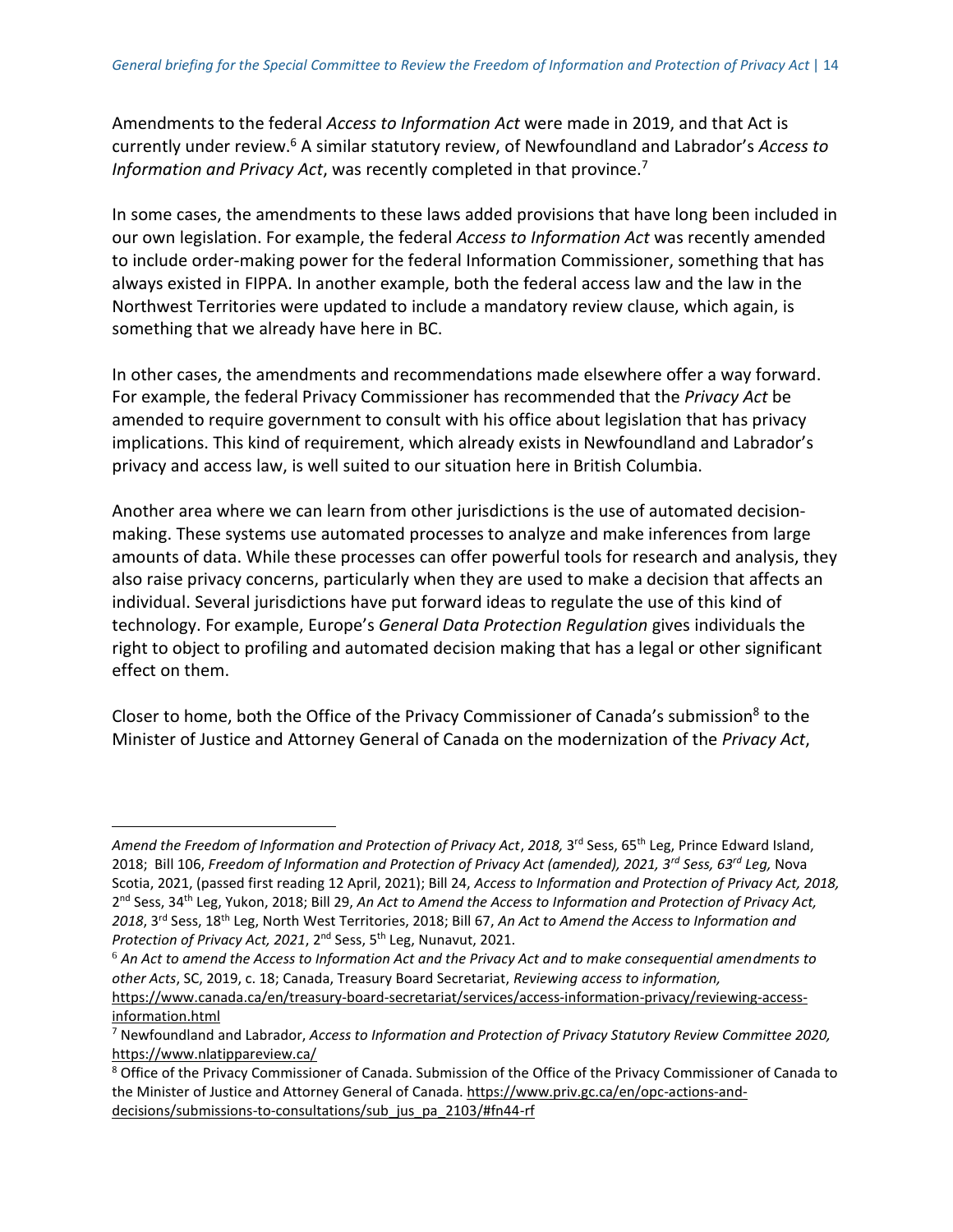Amendments to the federal *Access to Information Act* were made in 2019, and that Act is currently under review.[6] A similar statutory review, of Newfoundland and Labrador's *Access to Information and Privacy Act*, was recently completed in that province.[7]

In some cases, the amendments to these laws added provisions that have long been included in our own legislation. For example, the federal *Access to Information Act* was recently amended to include order-making power for the federal Information Commissioner, something that has always existed in FIPPA. In another example, both the federal access law and the law in the Northwest Territories were updated to include a mandatory review clause, which again, is something that we already have here in BC.

In other cases, the amendments and recommendations made elsewhere offer a way forward. For example, the federal Privacy Commissioner has recommended that the *Privacy Act* be amended to require government to consult with his office about legislation that has privacy implications. This kind of requirement, which already exists in Newfoundland and Labrador's privacy and access law, is well suited to our situation here in British Columbia.

Another area where we can learn from other jurisdictions is the use of automated decision-making. These systems use automated processes to analyze and make inferences from large amounts of data. While these processes can offer powerful tools for research and analysis, they also raise privacy concerns, particularly when they are used to make a decision that affects an individual. Several jurisdictions have put forward ideas to regulate the use of this kind of technology. For example, Europe's *General Data Protection Regulation* gives individuals the right to object to profiling and automated decision making that has a legal or other significant effect on them.

Closer to home, both the Office of the Privacy Commissioner of Canada's submission[8] to the Minister of Justice and Attorney General of Canada on the modernization of the *Privacy Act*,

---

*Amend the Freedom of Information and Protection of Privacy Act*, *2018,* 3rd Sess, 65th Leg, Prince Edward Island, 2018; Bill 106, *Freedom of Information and Protection of Privacy Act (amended), 2021, 3rd Sess, 63rd Leg,* Nova Scotia, 2021, (passed first reading 12 April, 2021); Bill 24, *Access to Information and Protection of Privacy Act, 2018,* 2nd Sess, 34th Leg, Yukon, 2018; Bill 29, *An Act to Amend the Access to Information and Protection of Privacy Act, 2018*, 3rd Sess, 18th Leg, North West Territories, 2018; Bill 67, *An Act to Amend the Access to Information and Protection of Privacy Act, 2021*, 2nd Sess, 5th Leg, Nunavut, 2021.

[6] *An Act to amend the Access to Information Act and the Privacy Act and to make consequential amendments to other Acts*, SC, 2019, c. 18; Canada, Treasury Board Secretariat, *Reviewing access to information,* https://www.canada.ca/en/treasury-board-secretariat/services/access-information-privacy/reviewing-access-information.html

[7] Newfoundland and Labrador, *Access to Information and Protection of Privacy Statutory Review Committee 2020,* https://www.nlatippareview.ca/

[8] Office of the Privacy Commissioner of Canada. Submission of the Office of the Privacy Commissioner of Canada to the Minister of Justice and Attorney General of Canada. https://www.priv.gc.ca/en/opc-actions-and-decisions/submissions-to-consultations/sub_jus_pa_2103/#fn44-rf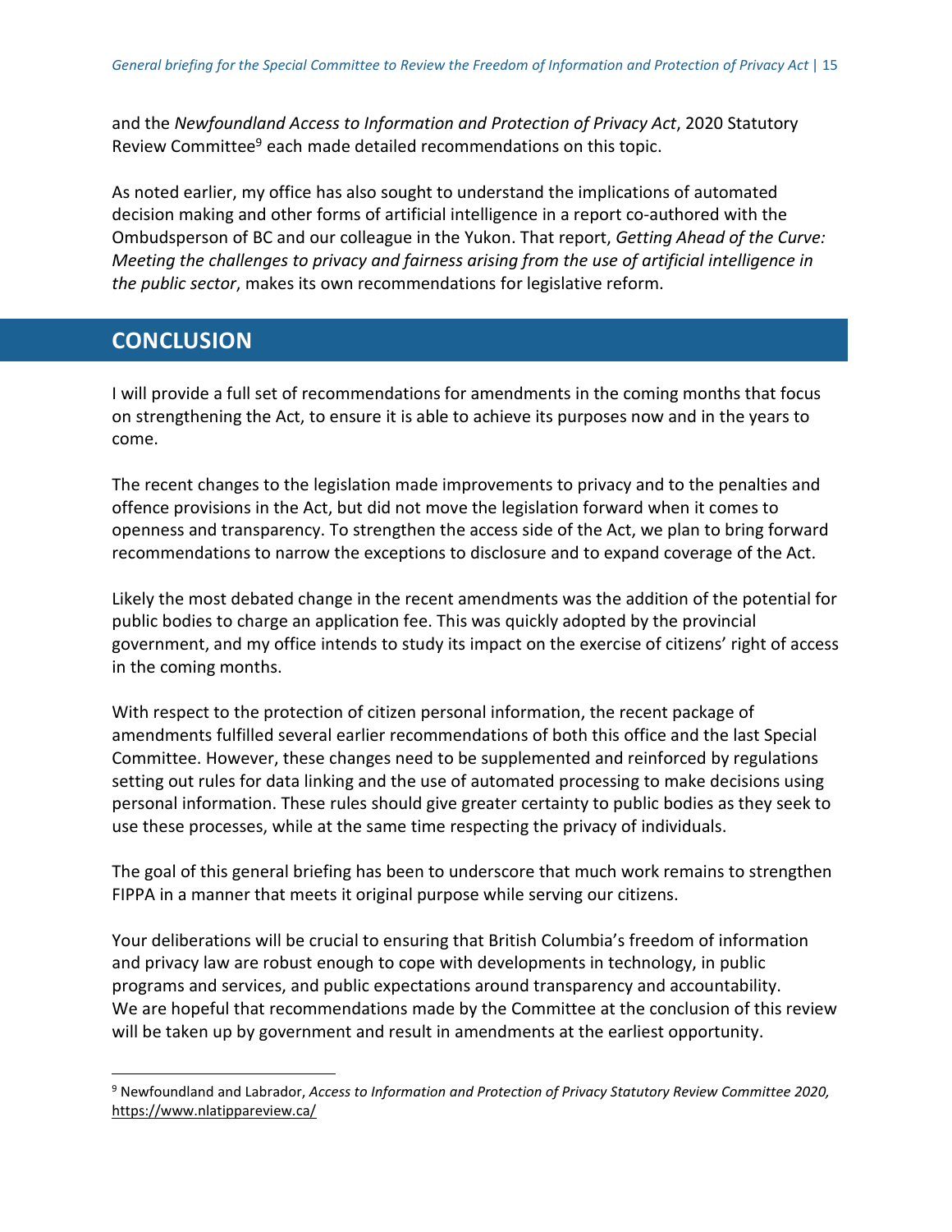and the *Newfoundland Access to Information and Protection of Privacy Act*, 2020 Statutory Review Committee[9] each made detailed recommendations on this topic.

As noted earlier, my office has also sought to understand the implications of automated decision making and other forms of artificial intelligence in a report co-authored with the Ombudsperson of BC and our colleague in the Yukon. That report, *Getting Ahead of the Curve: Meeting the challenges to privacy and fairness arising from the use of artificial intelligence in the public sector*, makes its own recommendations for legislative reform.

## CONCLUSION

I will provide a full set of recommendations for amendments in the coming months that focus on strengthening the Act, to ensure it is able to achieve its purposes now and in the years to come.

The recent changes to the legislation made improvements to privacy and to the penalties and offence provisions in the Act, but did not move the legislation forward when it comes to openness and transparency. To strengthen the access side of the Act, we plan to bring forward recommendations to narrow the exceptions to disclosure and to expand coverage of the Act.

Likely the most debated change in the recent amendments was the addition of the potential for public bodies to charge an application fee. This was quickly adopted by the provincial government, and my office intends to study its impact on the exercise of citizens' right of access in the coming months.

With respect to the protection of citizen personal information, the recent package of amendments fulfilled several earlier recommendations of both this office and the last Special Committee. However, these changes need to be supplemented and reinforced by regulations setting out rules for data linking and the use of automated processing to make decisions using personal information. These rules should give greater certainty to public bodies as they seek to use these processes, while at the same time respecting the privacy of individuals.

The goal of this general briefing has been to underscore that much work remains to strengthen FIPPA in a manner that meets it original purpose while serving our citizens.

Your deliberations will be crucial to ensuring that British Columbia's freedom of information and privacy law are robust enough to cope with developments in technology, in public programs and services, and public expectations around transparency and accountability. We are hopeful that recommendations made by the Committee at the conclusion of this review will be taken up by government and result in amendments at the earliest opportunity.

---

[9] Newfoundland and Labrador, *Access to Information and Protection of Privacy Statutory Review Committee 2020,* https://www.nlatippareview.ca/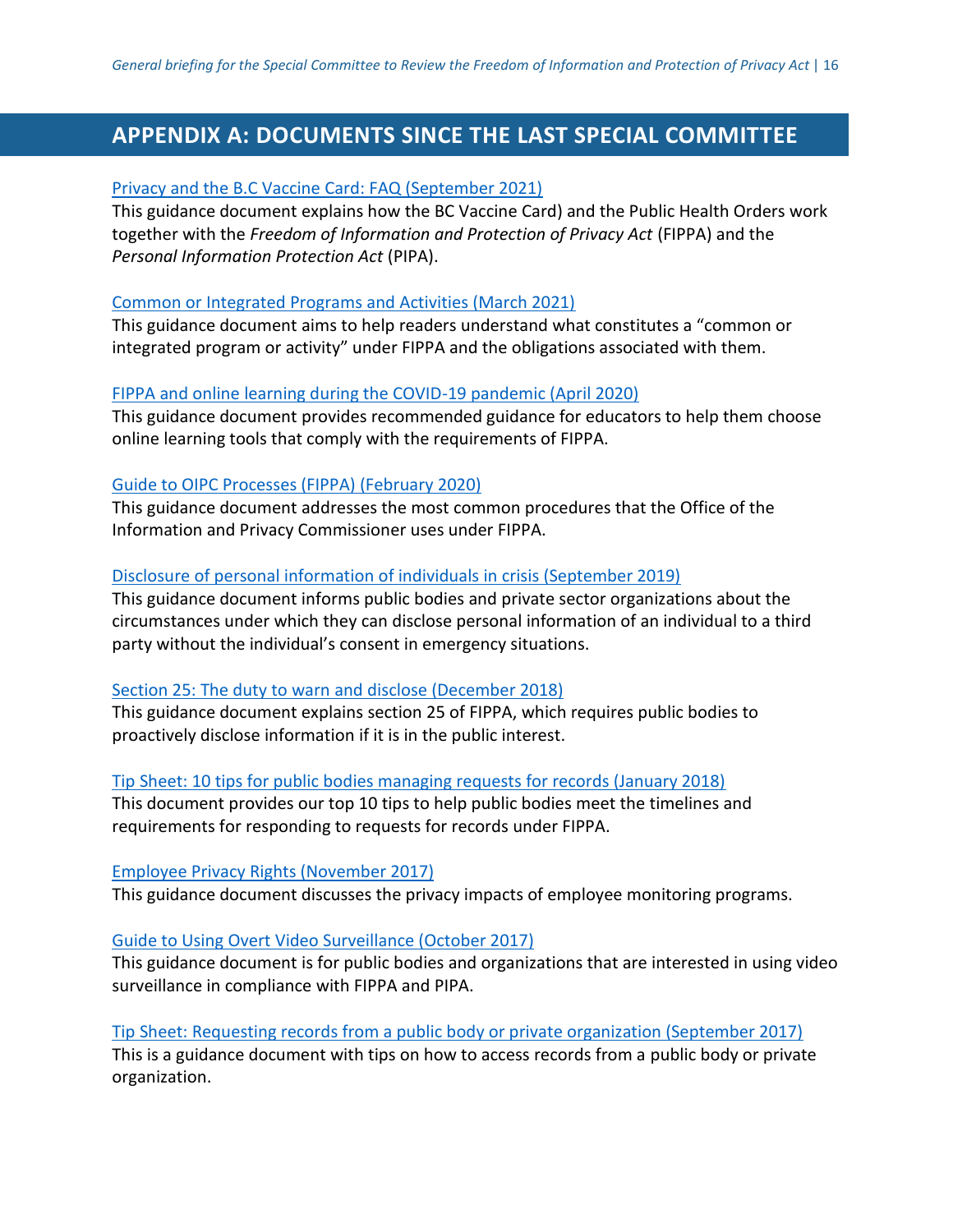## APPENDIX A: DOCUMENTS SINCE THE LAST SPECIAL COMMITTEE

Privacy and the B.C Vaccine Card: FAQ (September 2021)
This guidance document explains how the BC Vaccine Card) and the Public Health Orders work together with the *Freedom of Information and Protection of Privacy Act* (FIPPA) and the *Personal Information Protection Act* (PIPA).

Common or Integrated Programs and Activities (March 2021)
This guidance document aims to help readers understand what constitutes a "common or integrated program or activity" under FIPPA and the obligations associated with them.

FIPPA and online learning during the COVID-19 pandemic (April 2020)
This guidance document provides recommended guidance for educators to help them choose online learning tools that comply with the requirements of FIPPA.

Guide to OIPC Processes (FIPPA) (February 2020)
This guidance document addresses the most common procedures that the Office of the Information and Privacy Commissioner uses under FIPPA.

Disclosure of personal information of individuals in crisis (September 2019)
This guidance document informs public bodies and private sector organizations about the circumstances under which they can disclose personal information of an individual to a third party without the individual's consent in emergency situations.

Section 25: The duty to warn and disclose (December 2018)
This guidance document explains section 25 of FIPPA, which requires public bodies to proactively disclose information if it is in the public interest.

Tip Sheet: 10 tips for public bodies managing requests for records (January 2018)
This document provides our top 10 tips to help public bodies meet the timelines and requirements for responding to requests for records under FIPPA.

Employee Privacy Rights (November 2017)
This guidance document discusses the privacy impacts of employee monitoring programs.

Guide to Using Overt Video Surveillance (October 2017)
This guidance document is for public bodies and organizations that are interested in using video surveillance in compliance with FIPPA and PIPA.

Tip Sheet: Requesting records from a public body or private organization (September 2017)
This is a guidance document with tips on how to access records from a public body or private organization.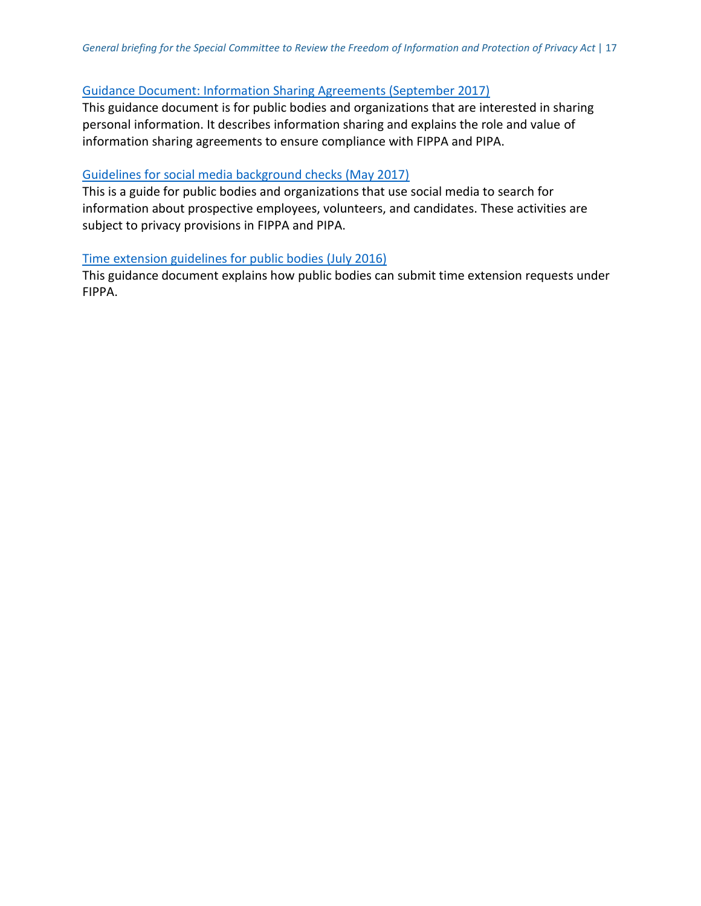Guidance Document: Information Sharing Agreements (September 2017)

This guidance document is for public bodies and organizations that are interested in sharing personal information. It describes information sharing and explains the role and value of information sharing agreements to ensure compliance with FIPPA and PIPA.

Guidelines for social media background checks (May 2017)

This is a guide for public bodies and organizations that use social media to search for information about prospective employees, volunteers, and candidates. These activities are subject to privacy provisions in FIPPA and PIPA.

Time extension guidelines for public bodies (July 2016)

This guidance document explains how public bodies can submit time extension requests under FIPPA.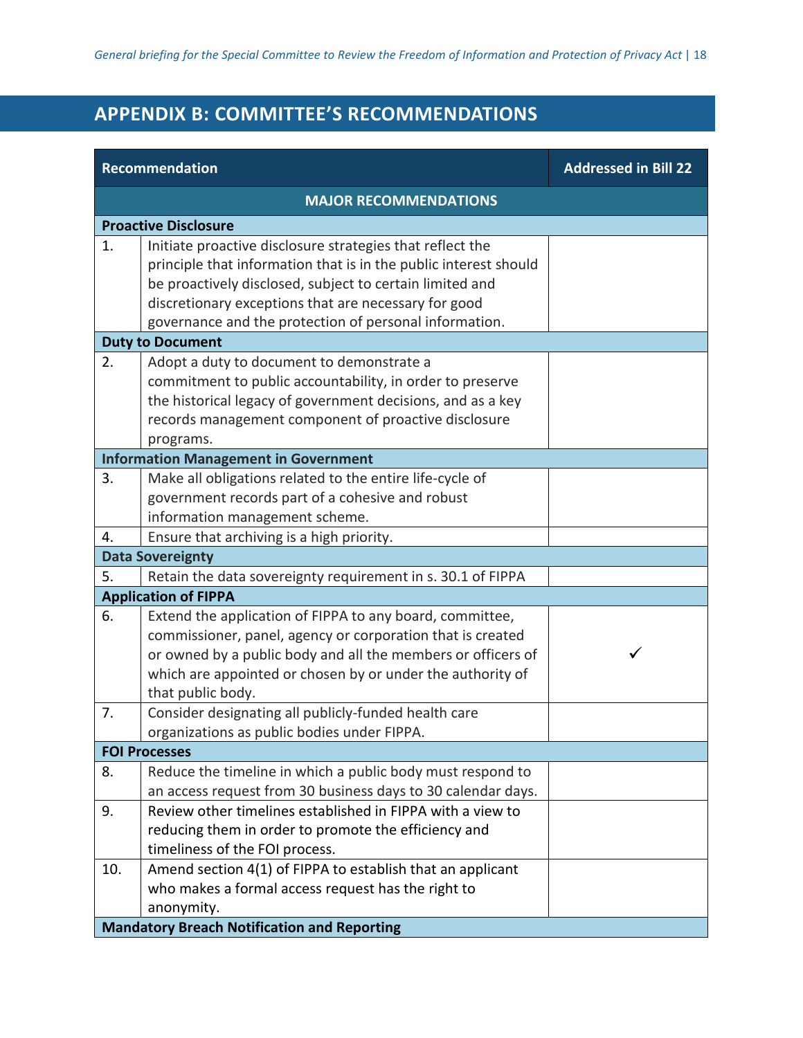## APPENDIX B: COMMITTEE'S RECOMMENDATIONS

| | Recommendation | Addressed in Bill 22 |
|---|---|---|
| | **MAJOR RECOMMENDATIONS** | |
| | **Proactive Disclosure** | |
| 1. | Initiate proactive disclosure strategies that reflect the principle that information that is in the public interest should be proactively disclosed, subject to certain limited and discretionary exceptions that are necessary for good governance and the protection of personal information. | |
| | **Duty to Document** | |
| 2. | Adopt a duty to document to demonstrate a commitment to public accountability, in order to preserve the historical legacy of government decisions, and as a key records management component of proactive disclosure programs. | |
| | **Information Management in Government** | |
| 3. | Make all obligations related to the entire life-cycle of government records part of a cohesive and robust information management scheme. | |
| 4. | Ensure that archiving is a high priority. | |
| | **Data Sovereignty** | |
| 5. | Retain the data sovereignty requirement in s. 30.1 of FIPPA | |
| | **Application of FIPPA** | |
| 6. | Extend the application of FIPPA to any board, committee, commissioner, panel, agency or corporation that is created or owned by a public body and all the members or officers of which are appointed or chosen by or under the authority of that public body. | ✓ |
| 7. | Consider designating all publicly-funded health care organizations as public bodies under FIPPA. | |
| | **FOI Processes** | |
| 8. | Reduce the timeline in which a public body must respond to an access request from 30 business days to 30 calendar days. | |
| 9. | Review other timelines established in FIPPA with a view to reducing them in order to promote the efficiency and timeliness of the FOI process. | |
| 10. | Amend section 4(1) of FIPPA to establish that an applicant who makes a formal access request has the right to anonymity. | |
| | **Mandatory Breach Notification and Reporting** | |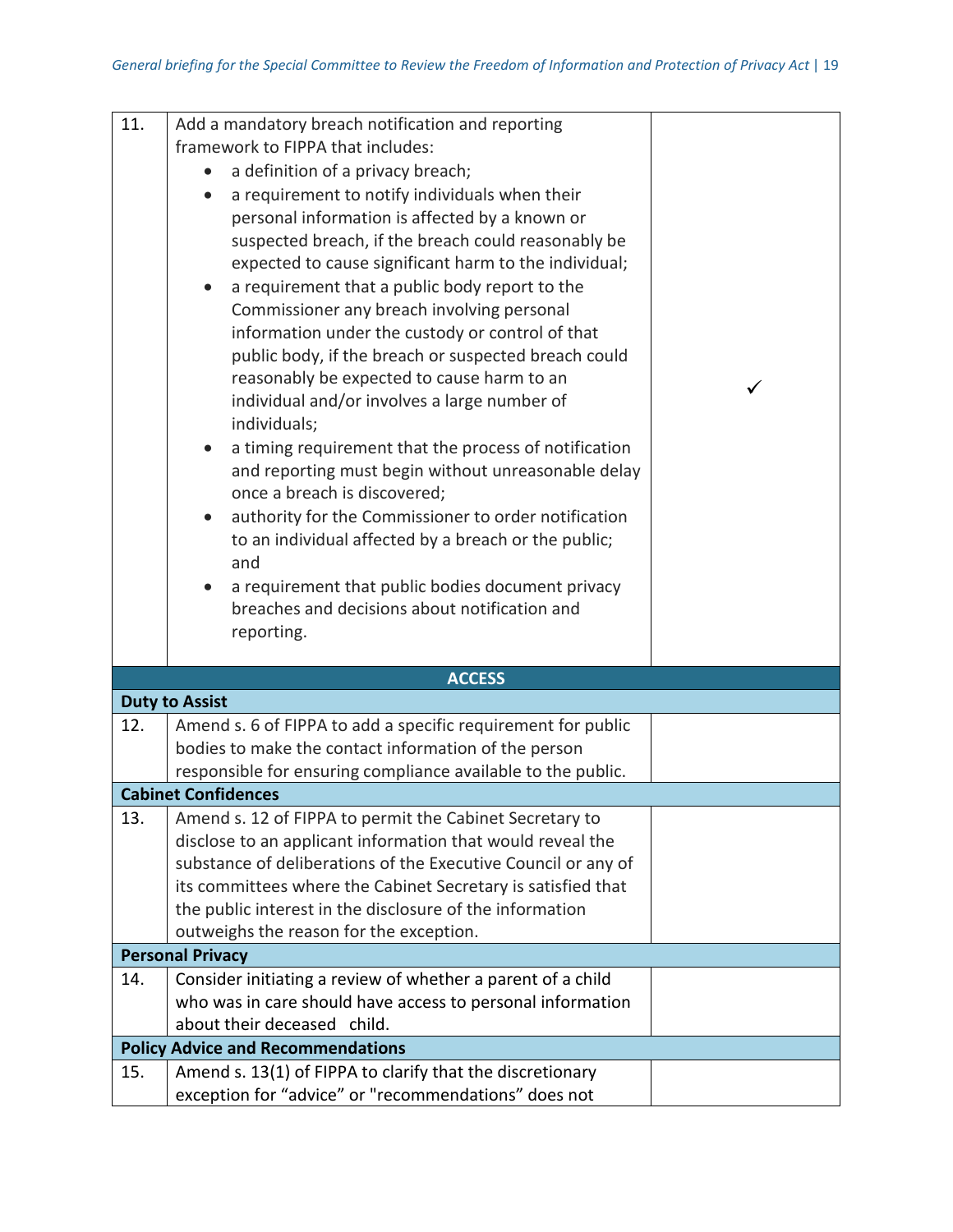| | | |
|---|---|---|
| 11. | Add a mandatory breach notification and reporting framework to FIPPA that includes:<br>• a definition of a privacy breach;<br>• a requirement to notify individuals when their personal information is affected by a known or suspected breach, if the breach could reasonably be expected to cause significant harm to the individual;<br>• a requirement that a public body report to the Commissioner any breach involving personal information under the custody or control of that public body, if the breach or suspected breach could reasonably be expected to cause harm to an individual and/or involves a large number of individuals;<br>• a timing requirement that the process of notification and reporting must begin without unreasonable delay once a breach is discovered;<br>• authority for the Commissioner to order notification to an individual affected by a breach or the public; and<br>• a requirement that public bodies document privacy breaches and decisions about notification and reporting. | ✓ |
| **ACCESS** | | |
| **Duty to Assist** | | |
| 12. | Amend s. 6 of FIPPA to add a specific requirement for public bodies to make the contact information of the person responsible for ensuring compliance available to the public. | |
| **Cabinet Confidences** | | |
| 13. | Amend s. 12 of FIPPA to permit the Cabinet Secretary to disclose to an applicant information that would reveal the substance of deliberations of the Executive Council or any of its committees where the Cabinet Secretary is satisfied that the public interest in the disclosure of the information outweighs the reason for the exception. | |
| **Personal Privacy** | | |
| 14. | Consider initiating a review of whether a parent of a child who was in care should have access to personal information about their deceased child. | |
| **Policy Advice and Recommendations** | | |
| 15. | Amend s. 13(1) of FIPPA to clarify that the discretionary exception for "advice" or "recommendations" does not | |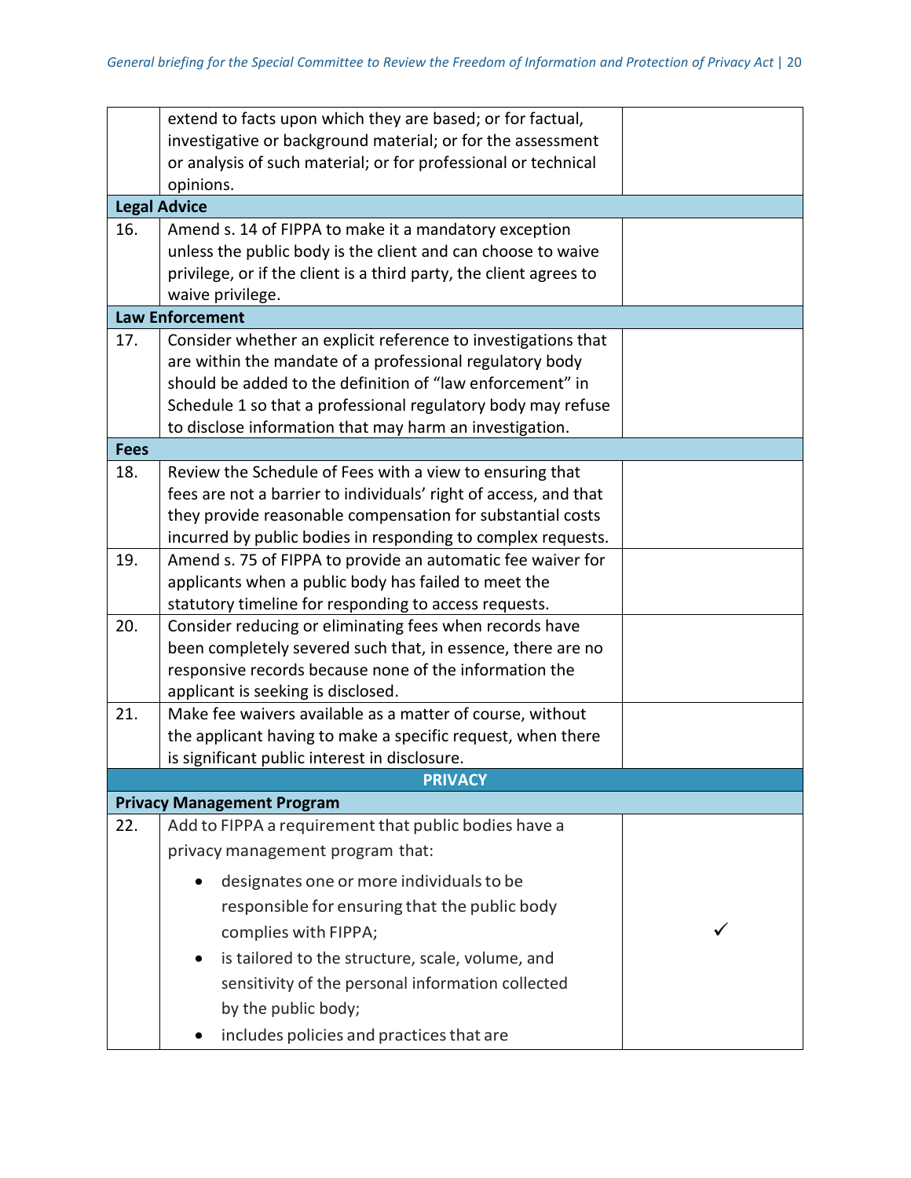| | | |
|---|---|---|
| | extend to facts upon which they are based; or for factual, investigative or background material; or for the assessment or analysis of such material; or for professional or technical opinions. | |
| **Legal Advice** | | |
| 16. | Amend s. 14 of FIPPA to make it a mandatory exception unless the public body is the client and can choose to waive privilege, or if the client is a third party, the client agrees to waive privilege. | |
| **Law Enforcement** | | |
| 17. | Consider whether an explicit reference to investigations that are within the mandate of a professional regulatory body should be added to the definition of "law enforcement" in Schedule 1 so that a professional regulatory body may refuse to disclose information that may harm an investigation. | |
| **Fees** | | |
| 18. | Review the Schedule of Fees with a view to ensuring that fees are not a barrier to individuals' right of access, and that they provide reasonable compensation for substantial costs incurred by public bodies in responding to complex requests. | |
| 19. | Amend s. 75 of FIPPA to provide an automatic fee waiver for applicants when a public body has failed to meet the statutory timeline for responding to access requests. | |
| 20. | Consider reducing or eliminating fees when records have been completely severed such that, in essence, there are no responsive records because none of the information the applicant is seeking is disclosed. | |
| 21. | Make fee waivers available as a matter of course, without the applicant having to make a specific request, when there is significant public interest in disclosure. | |
| **PRIVACY** | | |
| **Privacy Management Program** | | |
| 22. | Add to FIPPA a requirement that public bodies have a privacy management program that:<br>• designates one or more individuals to be responsible for ensuring that the public body complies with FIPPA;<br>• is tailored to the structure, scale, volume, and sensitivity of the personal information collected by the public body;<br>• includes policies and practices that are | ✓ |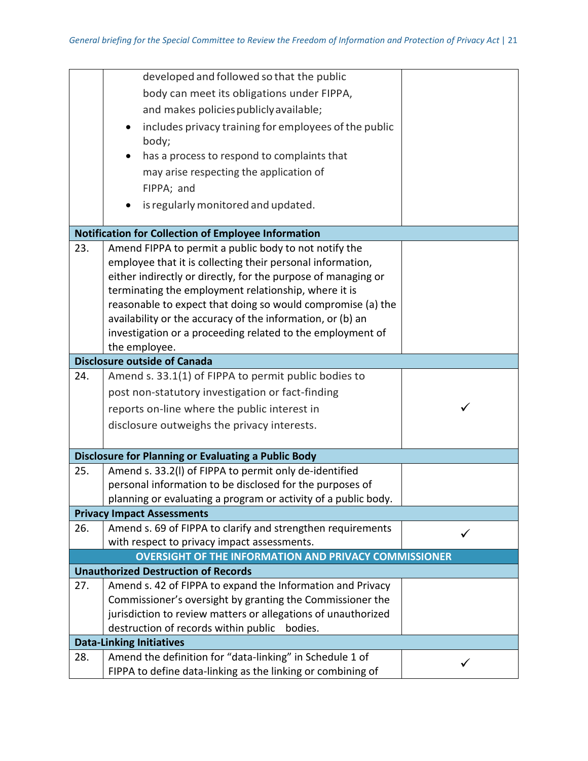| | | |
|---|---|---|
| | developed and followed so that the public body can meet its obligations under FIPPA, and makes policies publicly available;<br>• includes privacy training for employees of the public body;<br>• has a process to respond to complaints that may arise respecting the application of FIPPA; and<br>• is regularly monitored and updated. | |
| **Notification for Collection of Employee Information** | | |
| 23. | Amend FIPPA to permit a public body to not notify the employee that it is collecting their personal information, either indirectly or directly, for the purpose of managing or terminating the employment relationship, where it is reasonable to expect that doing so would compromise (a) the availability or the accuracy of the information, or (b) an investigation or a proceeding related to the employment of the employee. | |
| **Disclosure outside of Canada** | | |
| 24. | Amend s. 33.1(1) of FIPPA to permit public bodies to post non-statutory investigation or fact-finding reports on-line where the public interest in disclosure outweighs the privacy interests. | ✓ |
| **Disclosure for Planning or Evaluating a Public Body** | | |
| 25. | Amend s. 33.2(l) of FIPPA to permit only de-identified personal information to be disclosed for the purposes of planning or evaluating a program or activity of a public body. | |
| **Privacy Impact Assessments** | | |
| 26. | Amend s. 69 of FIPPA to clarify and strengthen requirements with respect to privacy impact assessments. | ✓ |
| **OVERSIGHT OF THE INFORMATION AND PRIVACY COMMISSIONER** | | |
| **Unauthorized Destruction of Records** | | |
| 27. | Amend s. 42 of FIPPA to expand the Information and Privacy Commissioner's oversight by granting the Commissioner the jurisdiction to review matters or allegations of unauthorized destruction of records within public bodies. | |
| **Data-Linking Initiatives** | | |
| 28. | Amend the definition for "data-linking" in Schedule 1 of FIPPA to define data-linking as the linking or combining of | ✓ |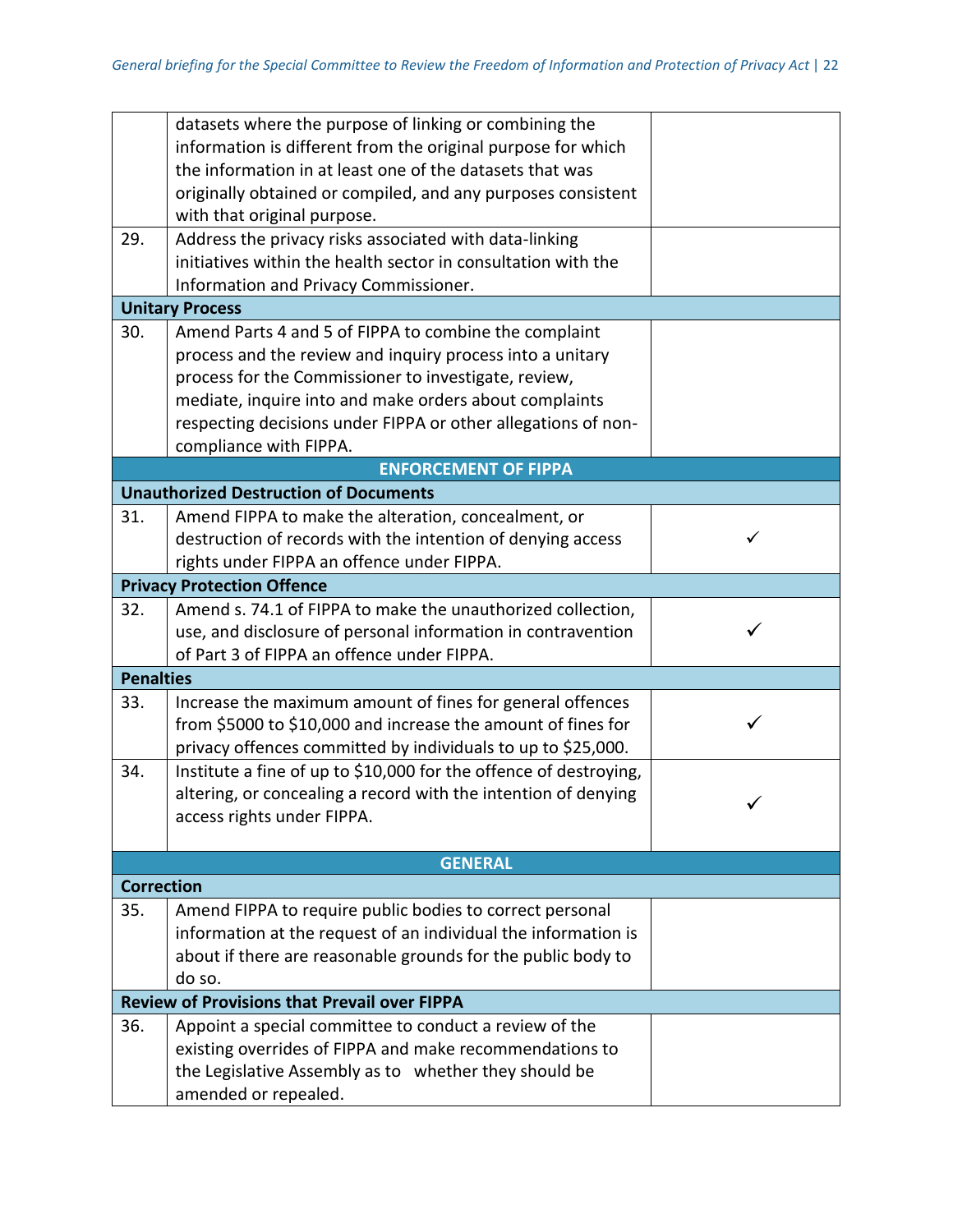|  |  |  |
|---|---|---|
|  | datasets where the purpose of linking or combining the information is different from the original purpose for which the information in at least one of the datasets that was originally obtained or compiled, and any purposes consistent with that original purpose. |  |
| 29. | Address the privacy risks associated with data-linking initiatives within the health sector in consultation with the Information and Privacy Commissioner. |  |
| **Unitary Process** |  |  |
| 30. | Amend Parts 4 and 5 of FIPPA to combine the complaint process and the review and inquiry process into a unitary process for the Commissioner to investigate, review, mediate, inquire into and make orders about complaints respecting decisions under FIPPA or other allegations of non-compliance with FIPPA. |  |
| **ENFORCEMENT OF FIPPA** |  |  |
| **Unauthorized Destruction of Documents** |  |  |
| 31. | Amend FIPPA to make the alteration, concealment, or destruction of records with the intention of denying access rights under FIPPA an offence under FIPPA. | ✓ |
| **Privacy Protection Offence** |  |  |
| 32. | Amend s. 74.1 of FIPPA to make the unauthorized collection, use, and disclosure of personal information in contravention of Part 3 of FIPPA an offence under FIPPA. | ✓ |
| **Penalties** |  |  |
| 33. | Increase the maximum amount of fines for general offences from $5000 to $10,000 and increase the amount of fines for privacy offences committed by individuals to up to $25,000. | ✓ |
| 34. | Institute a fine of up to $10,000 for the offence of destroying, altering, or concealing a record with the intention of denying access rights under FIPPA. | ✓ |
| **GENERAL** |  |  |
| **Correction** |  |  |
| 35. | Amend FIPPA to require public bodies to correct personal information at the request of an individual the information is about if there are reasonable grounds for the public body to do so. |  |
| **Review of Provisions that Prevail over FIPPA** |  |  |
| 36. | Appoint a special committee to conduct a review of the existing overrides of FIPPA and make recommendations to the Legislative Assembly as to whether they should be amended or repealed. |  |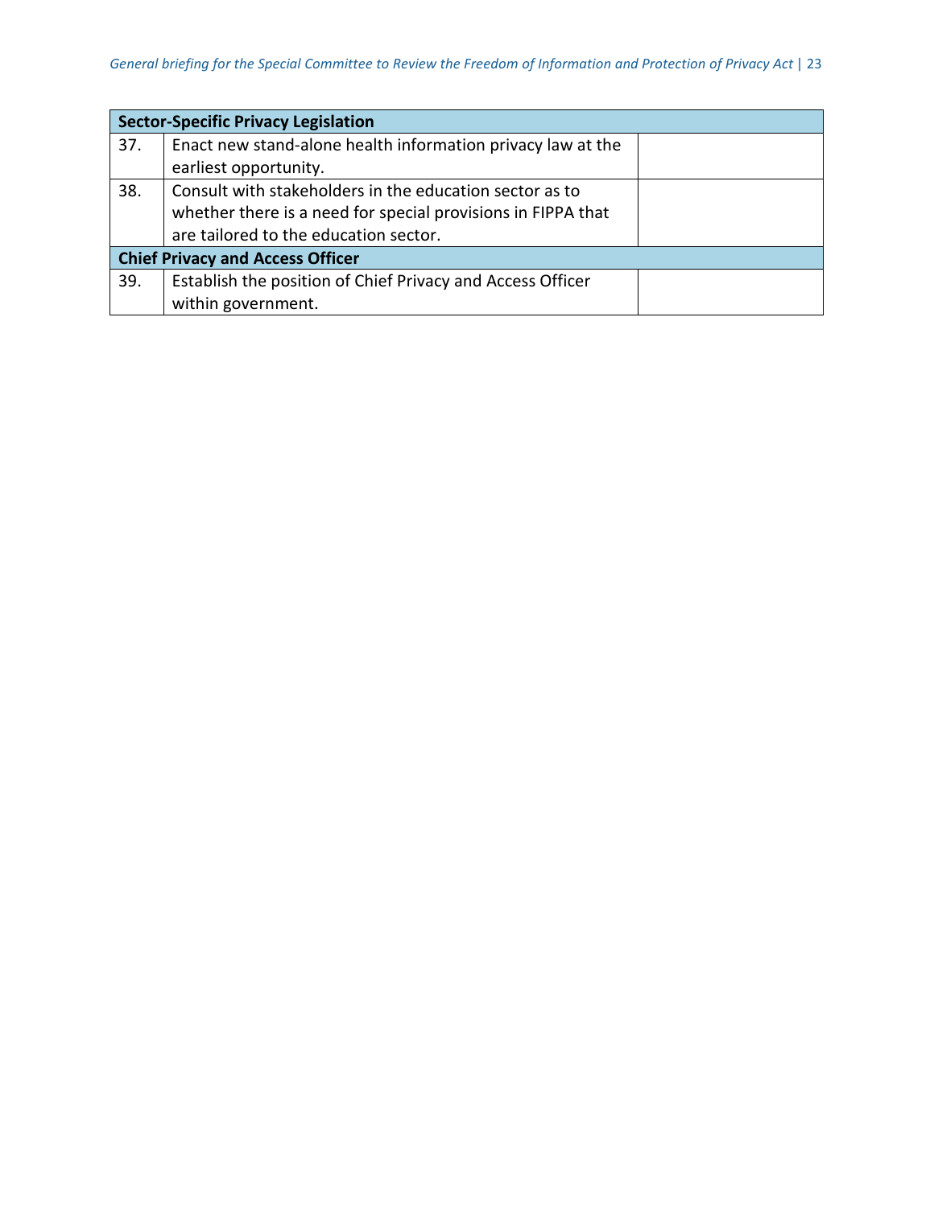| | | |
|---|---|---|
| **Sector-Specific Privacy Legislation** | | |
| 37. | Enact new stand-alone health information privacy law at the earliest opportunity. | |
| 38. | Consult with stakeholders in the education sector as to whether there is a need for special provisions in FIPPA that are tailored to the education sector. | |
| **Chief Privacy and Access Officer** | | |
| 39. | Establish the position of Chief Privacy and Access Officer within government. | |